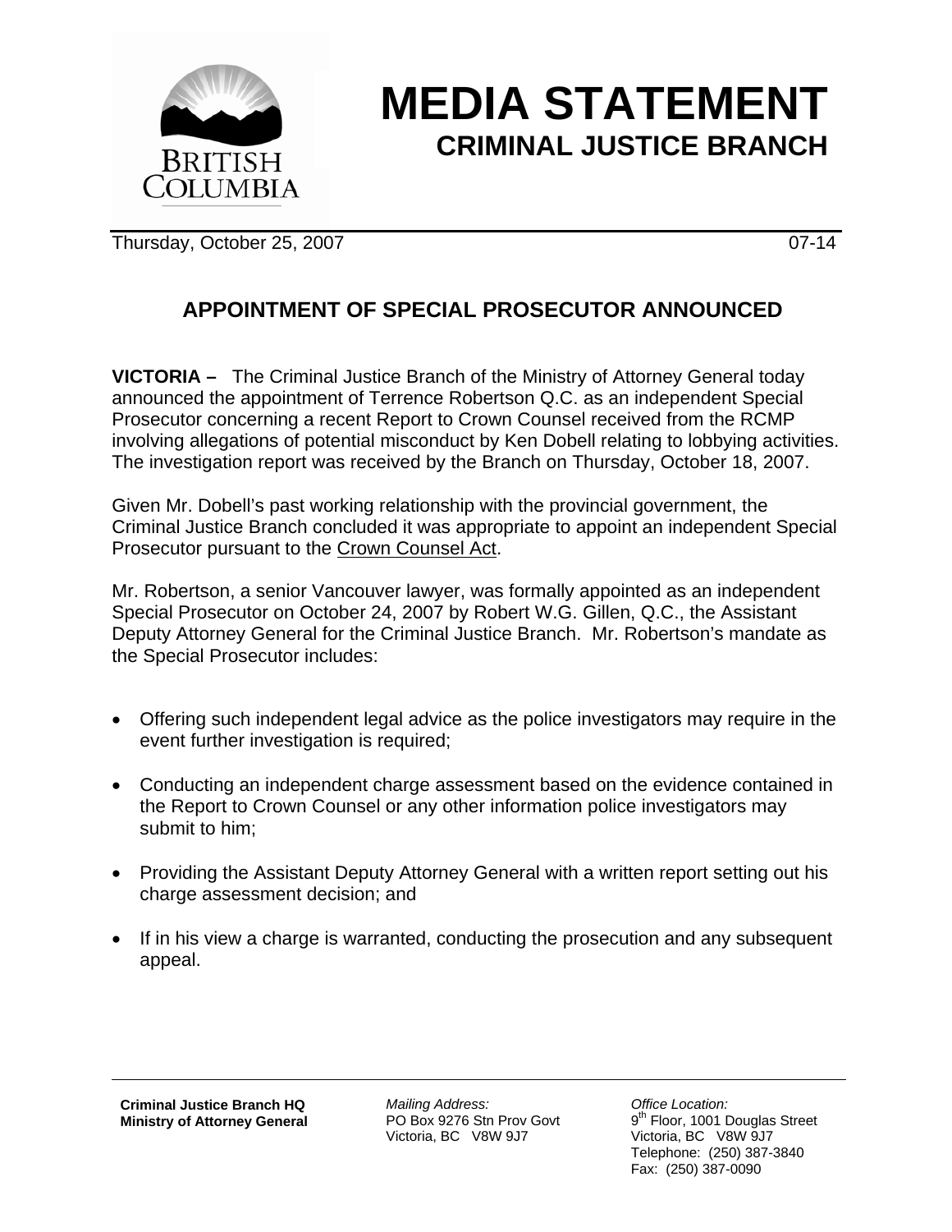# MEDIA STATEMENT

## CRIMINAL JUSTICE BRANCH

Thursday, October 25, 2007 07-14

### APPOINTMENT OF SPECIAL PROSECUTOR ANNOUNCED

**VICTORIA –** The Criminal Justice Branch of the Ministry of Attorney General today announced the appointment of Terrence Robertson Q.C. as an independent Special Prosecutor concerning a recent Report to Crown Counsel received from the RCMP involving allegations of potential misconduct by Ken Dobell relating to lobbying activities. The investigation report was received by the Branch on Thursday, October 18, 2007.

Given Mr. Dobell's past working relationship with the provincial government, the Criminal Justice Branch concluded it was appropriate to appoint an independent Special Prosecutor pursuant to the Crown Counsel Act.

Mr. Robertson, a senior Vancouver lawyer, was formally appointed as an independent Special Prosecutor on October 24, 2007 by Robert W.G. Gillen, Q.C., the Assistant Deputy Attorney General for the Criminal Justice Branch. Mr. Robertson's mandate as the Special Prosecutor includes:

- Offering such independent legal advice as the police investigators may require in the event further investigation is required;
- Conducting an independent charge assessment based on the evidence contained in the Report to Crown Counsel or any other information police investigators may submit to him;
- Providing the Assistant Deputy Attorney General with a written report setting out his charge assessment decision; and
- If in his view a charge is warranted, conducting the prosecution and any subsequent appeal.

**Criminal Justice Branch HQ**
**Ministry of Attorney General**

*Mailing Address:*
PO Box 9276 Stn Prov Govt
Victoria, BC V8W 9J7

*Office Location:*
9th Floor, 1001 Douglas Street
Victoria, BC V8W 9J7
Telephone: (250) 387-3840
Fax: (250) 387-0090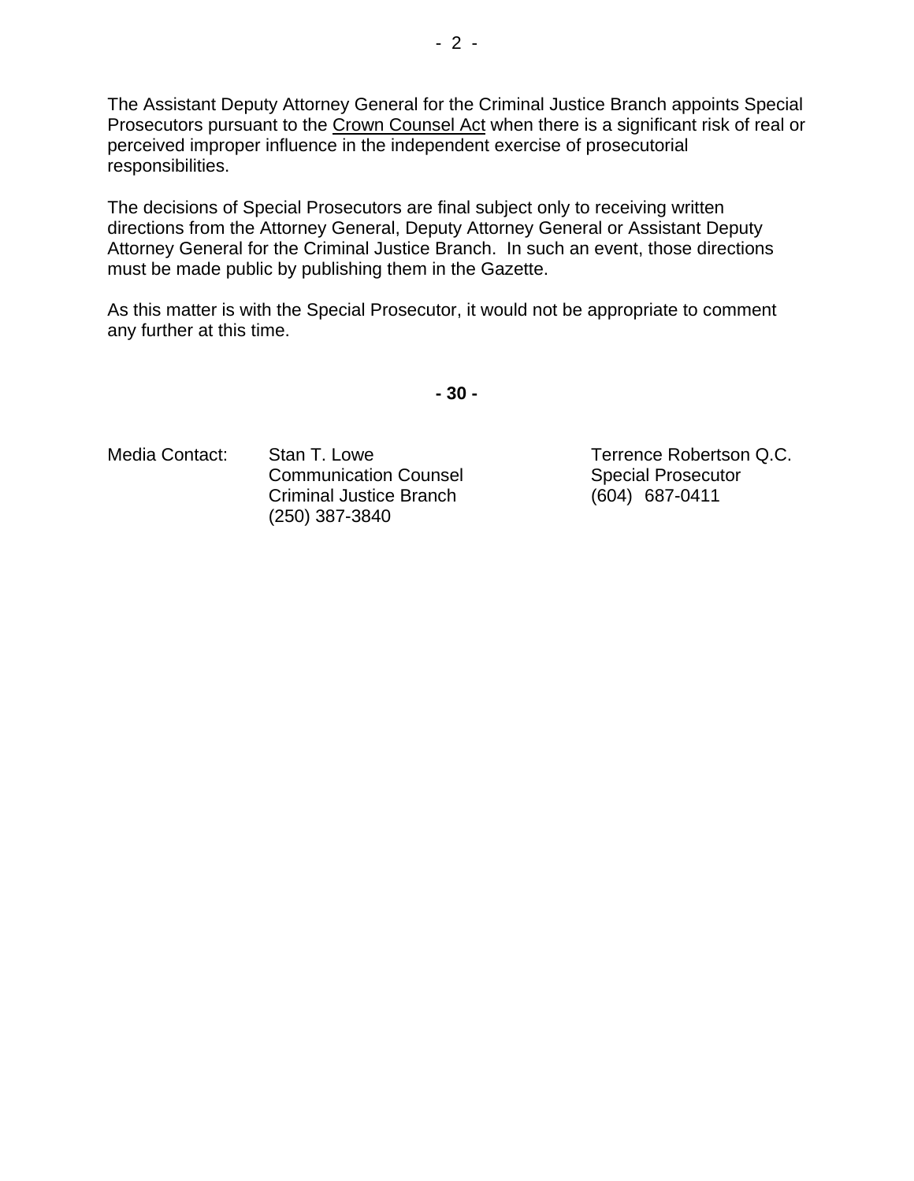The Assistant Deputy Attorney General for the Criminal Justice Branch appoints Special Prosecutors pursuant to the Crown Counsel Act when there is a significant risk of real or perceived improper influence in the independent exercise of prosecutorial responsibilities.

The decisions of Special Prosecutors are final subject only to receiving written directions from the Attorney General, Deputy Attorney General or Assistant Deputy Attorney General for the Criminal Justice Branch. In such an event, those directions must be made public by publishing them in the Gazette.

As this matter is with the Special Prosecutor, it would not be appropriate to comment any further at this time.

**- 30 -**

| | | |
|---|---|---|
| Media Contact: | Stan T. Lowe<br>Communication Counsel<br>Criminal Justice Branch<br>(250) 387-3840 | Terrence Robertson Q.C.<br>Special Prosecutor<br>(604) 687-0411 |